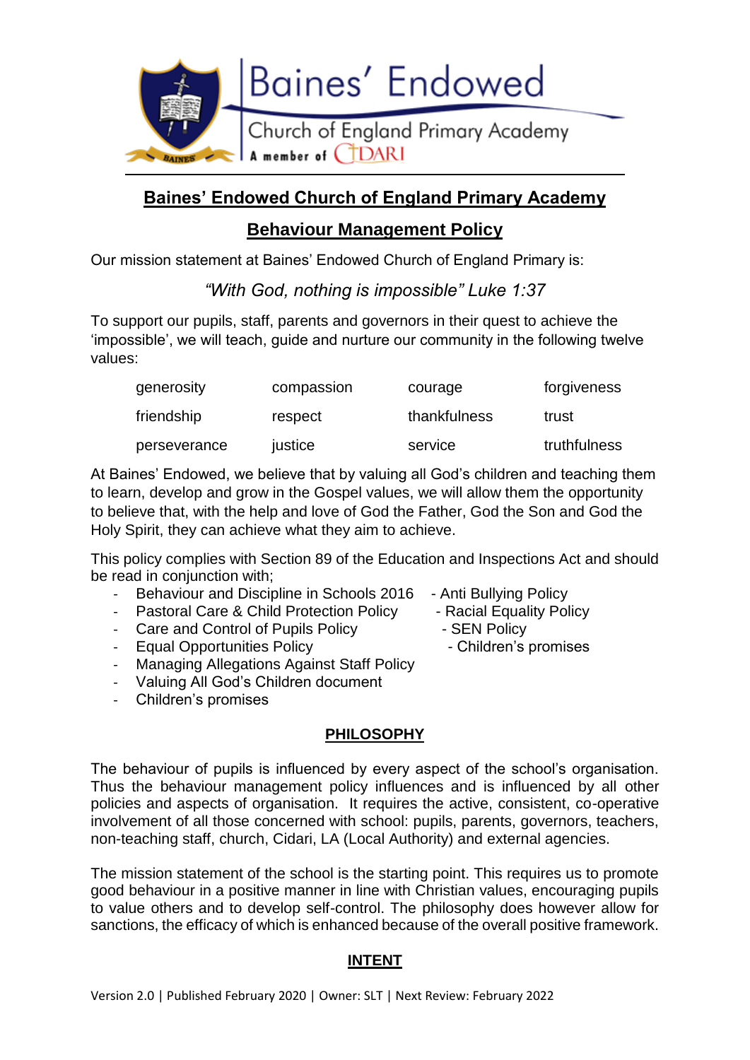Baines' Endowed

Church of England Primary Academy

A member of CIDARI

# Baines' Endowed Church of England Primary Academy

## Behaviour Management Policy

Our mission statement at Baines' Endowed Church of England Primary is:

*"With God, nothing is impossible" Luke 1:37*

To support our pupils, staff, parents and governors in their quest to achieve the 'impossible', we will teach, guide and nurture our community in the following twelve values:

| | | | |
|---|---|---|---|
| generosity | compassion | courage | forgiveness |
| friendship | respect | thankfulness | trust |
| perseverance | justice | service | truthfulness |

At Baines' Endowed, we believe that by valuing all God's children and teaching them to learn, develop and grow in the Gospel values, we will allow them the opportunity to believe that, with the help and love of God the Father, God the Son and God the Holy Spirit, they can achieve what they aim to achieve.

This policy complies with Section 89 of the Education and Inspections Act and should be read in conjunction with;

- Behaviour and Discipline in Schools 2016
- Pastoral Care & Child Protection Policy
- Care and Control of Pupils Policy
- Equal Opportunities Policy
- Managing Allegations Against Staff Policy
- Valuing All God's Children document
- Children's promises
- Anti Bullying Policy
- Racial Equality Policy
- SEN Policy
- Children's promises

### PHILOSOPHY

The behaviour of pupils is influenced by every aspect of the school's organisation. Thus the behaviour management policy influences and is influenced by all other policies and aspects of organisation. It requires the active, consistent, co-operative involvement of all those concerned with school: pupils, parents, governors, teachers, non-teaching staff, church, Cidari, LA (Local Authority) and external agencies.

The mission statement of the school is the starting point. This requires us to promote good behaviour in a positive manner in line with Christian values, encouraging pupils to value others and to develop self-control. The philosophy does however allow for sanctions, the efficacy of which is enhanced because of the overall positive framework.

### INTENT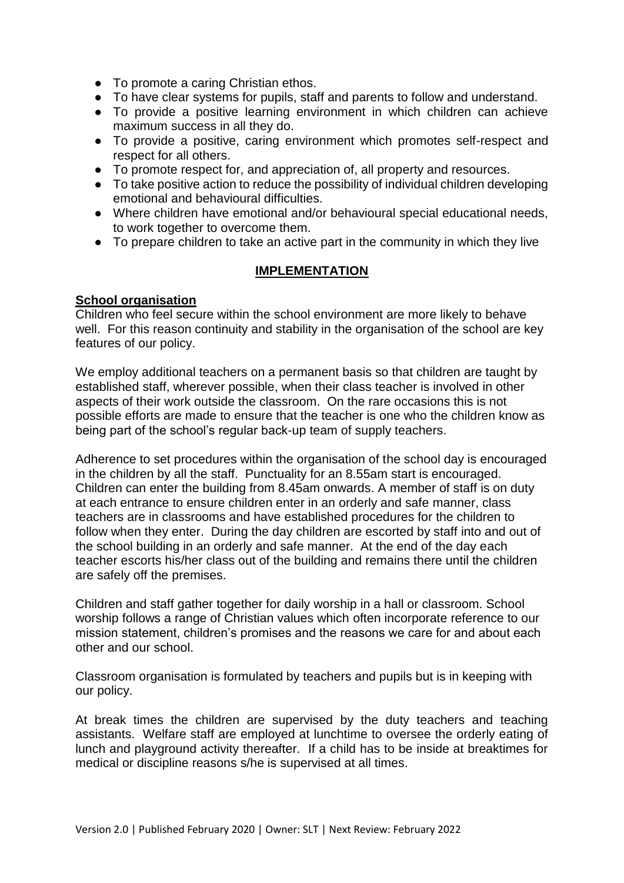- To promote a caring Christian ethos.
- To have clear systems for pupils, staff and parents to follow and understand.
- To provide a positive learning environment in which children can achieve maximum success in all they do.
- To provide a positive, caring environment which promotes self-respect and respect for all others.
- To promote respect for, and appreciation of, all property and resources.
- To take positive action to reduce the possibility of individual children developing emotional and behavioural difficulties.
- Where children have emotional and/or behavioural special educational needs, to work together to overcome them.
- To prepare children to take an active part in the community in which they live

## IMPLEMENTATION

**School organisation**

Children who feel secure within the school environment are more likely to behave well. For this reason continuity and stability in the organisation of the school are key features of our policy.

We employ additional teachers on a permanent basis so that children are taught by established staff, wherever possible, when their class teacher is involved in other aspects of their work outside the classroom. On the rare occasions this is not possible efforts are made to ensure that the teacher is one who the children know as being part of the school's regular back-up team of supply teachers.

Adherence to set procedures within the organisation of the school day is encouraged in the children by all the staff. Punctuality for an 8.55am start is encouraged. Children can enter the building from 8.45am onwards. A member of staff is on duty at each entrance to ensure children enter in an orderly and safe manner, class teachers are in classrooms and have established procedures for the children to follow when they enter. During the day children are escorted by staff into and out of the school building in an orderly and safe manner. At the end of the day each teacher escorts his/her class out of the building and remains there until the children are safely off the premises.

Children and staff gather together for daily worship in a hall or classroom. School worship follows a range of Christian values which often incorporate reference to our mission statement, children's promises and the reasons we care for and about each other and our school.

Classroom organisation is formulated by teachers and pupils but is in keeping with our policy.

At break times the children are supervised by the duty teachers and teaching assistants. Welfare staff are employed at lunchtime to oversee the orderly eating of lunch and playground activity thereafter. If a child has to be inside at breaktimes for medical or discipline reasons s/he is supervised at all times.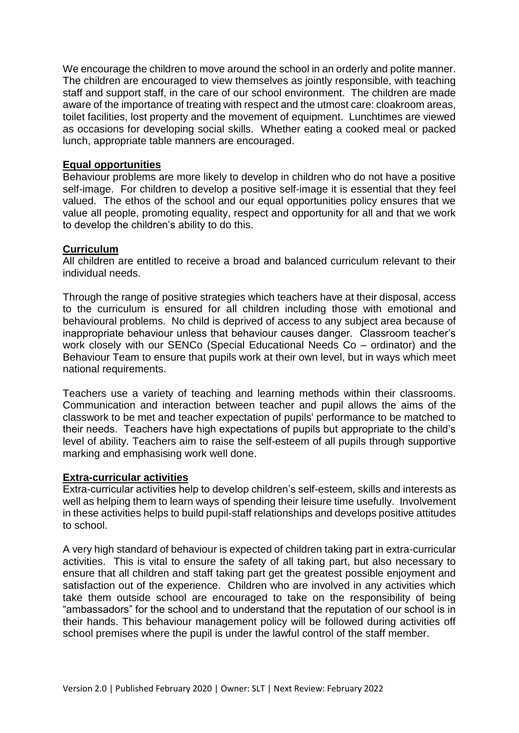We encourage the children to move around the school in an orderly and polite manner. The children are encouraged to view themselves as jointly responsible, with teaching staff and support staff, in the care of our school environment. The children are made aware of the importance of treating with respect and the utmost care: cloakroom areas, toilet facilities, lost property and the movement of equipment. Lunchtimes are viewed as occasions for developing social skills. Whether eating a cooked meal or packed lunch, appropriate table manners are encouraged.

**Equal opportunities**

Behaviour problems are more likely to develop in children who do not have a positive self-image. For children to develop a positive self-image it is essential that they feel valued. The ethos of the school and our equal opportunities policy ensures that we value all people, promoting equality, respect and opportunity for all and that we work to develop the children's ability to do this.

**Curriculum**

All children are entitled to receive a broad and balanced curriculum relevant to their individual needs.

Through the range of positive strategies which teachers have at their disposal, access to the curriculum is ensured for all children including those with emotional and behavioural problems. No child is deprived of access to any subject area because of inappropriate behaviour unless that behaviour causes danger. Classroom teacher's work closely with our SENCo (Special Educational Needs Co – ordinator) and the Behaviour Team to ensure that pupils work at their own level, but in ways which meet national requirements.

Teachers use a variety of teaching and learning methods within their classrooms. Communication and interaction between teacher and pupil allows the aims of the classwork to be met and teacher expectation of pupils' performance to be matched to their needs. Teachers have high expectations of pupils but appropriate to the child's level of ability. Teachers aim to raise the self-esteem of all pupils through supportive marking and emphasising work well done.

**Extra-curricular activities**

Extra-curricular activities help to develop children's self-esteem, skills and interests as well as helping them to learn ways of spending their leisure time usefully. Involvement in these activities helps to build pupil-staff relationships and develops positive attitudes to school.

A very high standard of behaviour is expected of children taking part in extra-curricular activities. This is vital to ensure the safety of all taking part, but also necessary to ensure that all children and staff taking part get the greatest possible enjoyment and satisfaction out of the experience. Children who are involved in any activities which take them outside school are encouraged to take on the responsibility of being "ambassadors" for the school and to understand that the reputation of our school is in their hands. This behaviour management policy will be followed during activities off school premises where the pupil is under the lawful control of the staff member.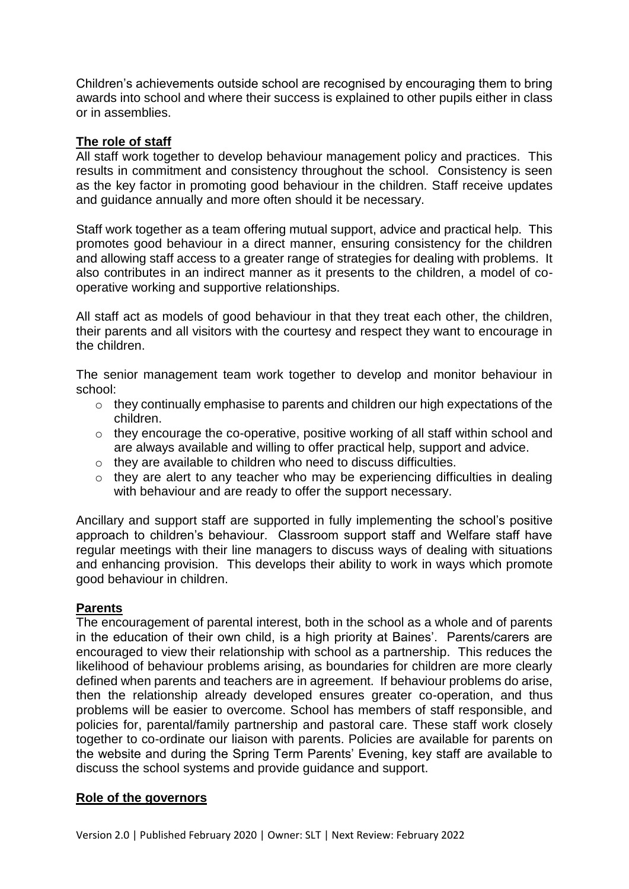Children's achievements outside school are recognised by encouraging them to bring awards into school and where their success is explained to other pupils either in class or in assemblies.

## **The role of staff**

All staff work together to develop behaviour management policy and practices. This results in commitment and consistency throughout the school. Consistency is seen as the key factor in promoting good behaviour in the children. Staff receive updates and guidance annually and more often should it be necessary.

Staff work together as a team offering mutual support, advice and practical help. This promotes good behaviour in a direct manner, ensuring consistency for the children and allowing staff access to a greater range of strategies for dealing with problems. It also contributes in an indirect manner as it presents to the children, a model of co-operative working and supportive relationships.

All staff act as models of good behaviour in that they treat each other, the children, their parents and all visitors with the courtesy and respect they want to encourage in the children.

The senior management team work together to develop and monitor behaviour in school:

- they continually emphasise to parents and children our high expectations of the children.
- they encourage the co-operative, positive working of all staff within school and are always available and willing to offer practical help, support and advice.
- they are available to children who need to discuss difficulties.
- they are alert to any teacher who may be experiencing difficulties in dealing with behaviour and are ready to offer the support necessary.

Ancillary and support staff are supported in fully implementing the school's positive approach to children's behaviour. Classroom support staff and Welfare staff have regular meetings with their line managers to discuss ways of dealing with situations and enhancing provision. This develops their ability to work in ways which promote good behaviour in children.

## **Parents**

The encouragement of parental interest, both in the school as a whole and of parents in the education of their own child, is a high priority at Baines'. Parents/carers are encouraged to view their relationship with school as a partnership. This reduces the likelihood of behaviour problems arising, as boundaries for children are more clearly defined when parents and teachers are in agreement. If behaviour problems do arise, then the relationship already developed ensures greater co-operation, and thus problems will be easier to overcome. School has members of staff responsible, and policies for, parental/family partnership and pastoral care. These staff work closely together to co-ordinate our liaison with parents. Policies are available for parents on the website and during the Spring Term Parents' Evening, key staff are available to discuss the school systems and provide guidance and support.

## **Role of the governors**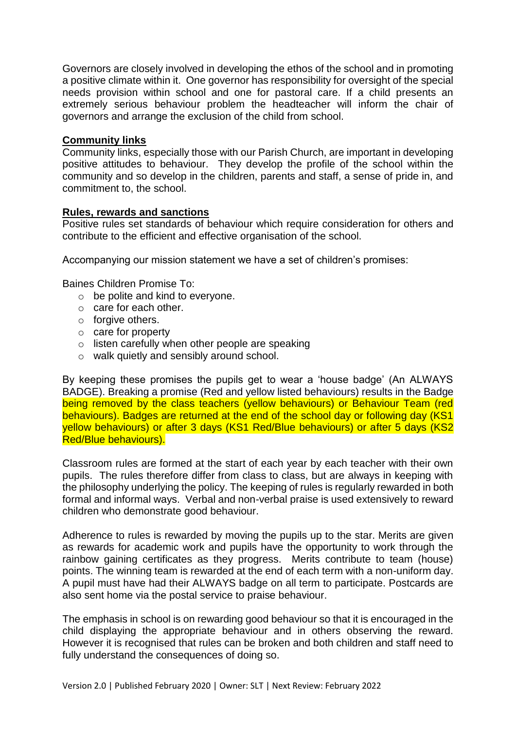Governors are closely involved in developing the ethos of the school and in promoting a positive climate within it. One governor has responsibility for oversight of the special needs provision within school and one for pastoral care. If a child presents an extremely serious behaviour problem the headteacher will inform the chair of governors and arrange the exclusion of the child from school.

## Community links

Community links, especially those with our Parish Church, are important in developing positive attitudes to behaviour. They develop the profile of the school within the community and so develop in the children, parents and staff, a sense of pride in, and commitment to, the school.

## Rules, rewards and sanctions

Positive rules set standards of behaviour which require consideration for others and contribute to the efficient and effective organisation of the school.

Accompanying our mission statement we have a set of children's promises:

Baines Children Promise To:

- be polite and kind to everyone.
- care for each other.
- forgive others.
- care for property
- listen carefully when other people are speaking
- walk quietly and sensibly around school.

By keeping these promises the pupils get to wear a 'house badge' (An ALWAYS BADGE). Breaking a promise (Red and yellow listed behaviours) results in the Badge being removed by the class teachers (yellow behaviours) or Behaviour Team (red behaviours). Badges are returned at the end of the school day or following day (KS1 yellow behaviours) or after 3 days (KS1 Red/Blue behaviours) or after 5 days (KS2 Red/Blue behaviours).

Classroom rules are formed at the start of each year by each teacher with their own pupils. The rules therefore differ from class to class, but are always in keeping with the philosophy underlying the policy. The keeping of rules is regularly rewarded in both formal and informal ways. Verbal and non-verbal praise is used extensively to reward children who demonstrate good behaviour.

Adherence to rules is rewarded by moving the pupils up to the star. Merits are given as rewards for academic work and pupils have the opportunity to work through the rainbow gaining certificates as they progress. Merits contribute to team (house) points. The winning team is rewarded at the end of each term with a non-uniform day. A pupil must have had their ALWAYS badge on all term to participate. Postcards are also sent home via the postal service to praise behaviour.

The emphasis in school is on rewarding good behaviour so that it is encouraged in the child displaying the appropriate behaviour and in others observing the reward. However it is recognised that rules can be broken and both children and staff need to fully understand the consequences of doing so.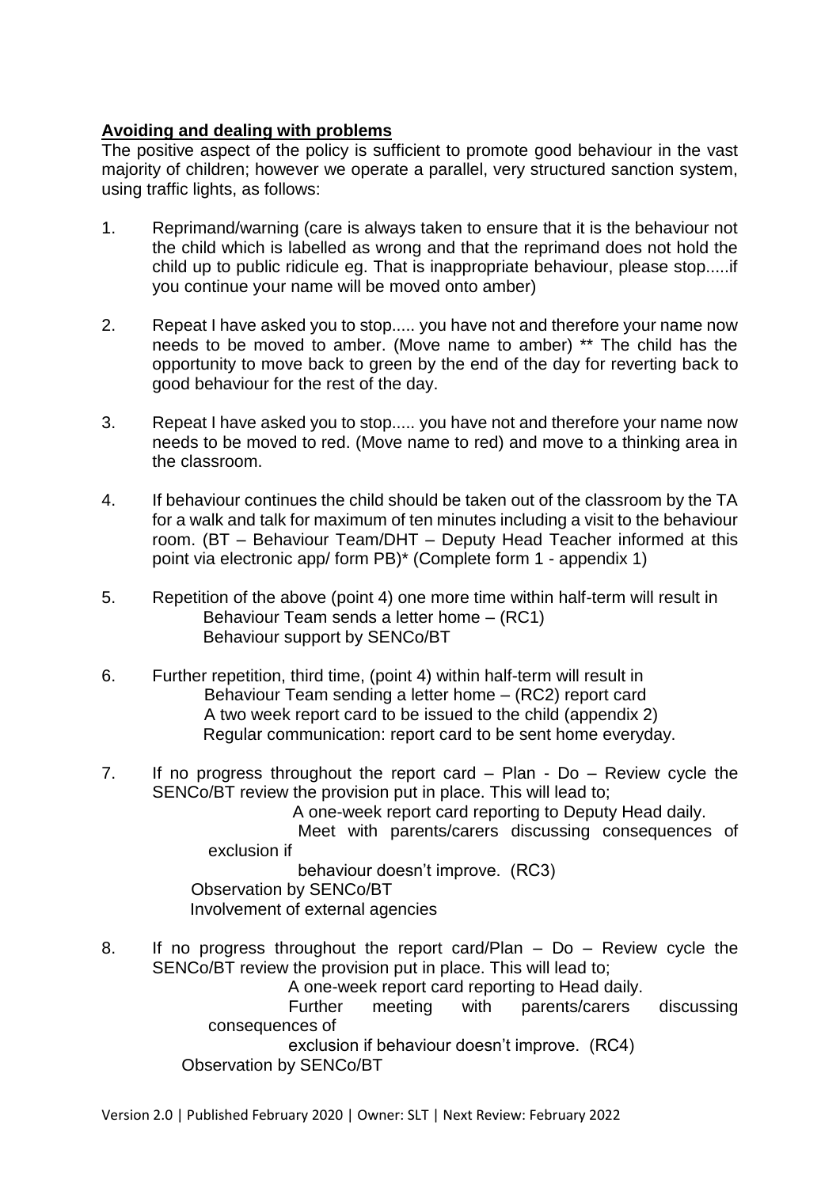**Avoiding and dealing with problems**

The positive aspect of the policy is sufficient to promote good behaviour in the vast majority of children; however we operate a parallel, very structured sanction system, using traffic lights, as follows:

1. Reprimand/warning (care is always taken to ensure that it is the behaviour not the child which is labelled as wrong and that the reprimand does not hold the child up to public ridicule eg. That is inappropriate behaviour, please stop.....if you continue your name will be moved onto amber)

2. Repeat I have asked you to stop..... you have not and therefore your name now needs to be moved to amber. (Move name to amber) ** The child has the opportunity to move back to green by the end of the day for reverting back to good behaviour for the rest of the day.

3. Repeat I have asked you to stop..... you have not and therefore your name now needs to be moved to red. (Move name to red) and move to a thinking area in the classroom.

4. If behaviour continues the child should be taken out of the classroom by the TA for a walk and talk for maximum of ten minutes including a visit to the behaviour room. (BT – Behaviour Team/DHT – Deputy Head Teacher informed at this point via electronic app/ form PB)* (Complete form 1 - appendix 1)

5. Repetition of the above (point 4) one more time within half-term will result in
   - Behaviour Team sends a letter home – (RC1)
   - Behaviour support by SENCo/BT

6. Further repetition, third time, (point 4) within half-term will result in
   - Behaviour Team sending a letter home – (RC2) report card
   - A two week report card to be issued to the child (appendix 2)
   - Regular communication: report card to be sent home everyday.

7. If no progress throughout the report card – Plan - Do – Review cycle the SENCo/BT review the provision put in place. This will lead to;
   - A one-week report card reporting to Deputy Head daily.
   - Meet with parents/carers discussing consequences of exclusion if behaviour doesn't improve. (RC3)
   - Observation by SENCo/BT
   - Involvement of external agencies

8. If no progress throughout the report card/Plan – Do – Review cycle the SENCo/BT review the provision put in place. This will lead to;
   - A one-week report card reporting to Head daily.
   - Further meeting with parents/carers discussing consequences of exclusion if behaviour doesn't improve. (RC4)
   - Observation by SENCo/BT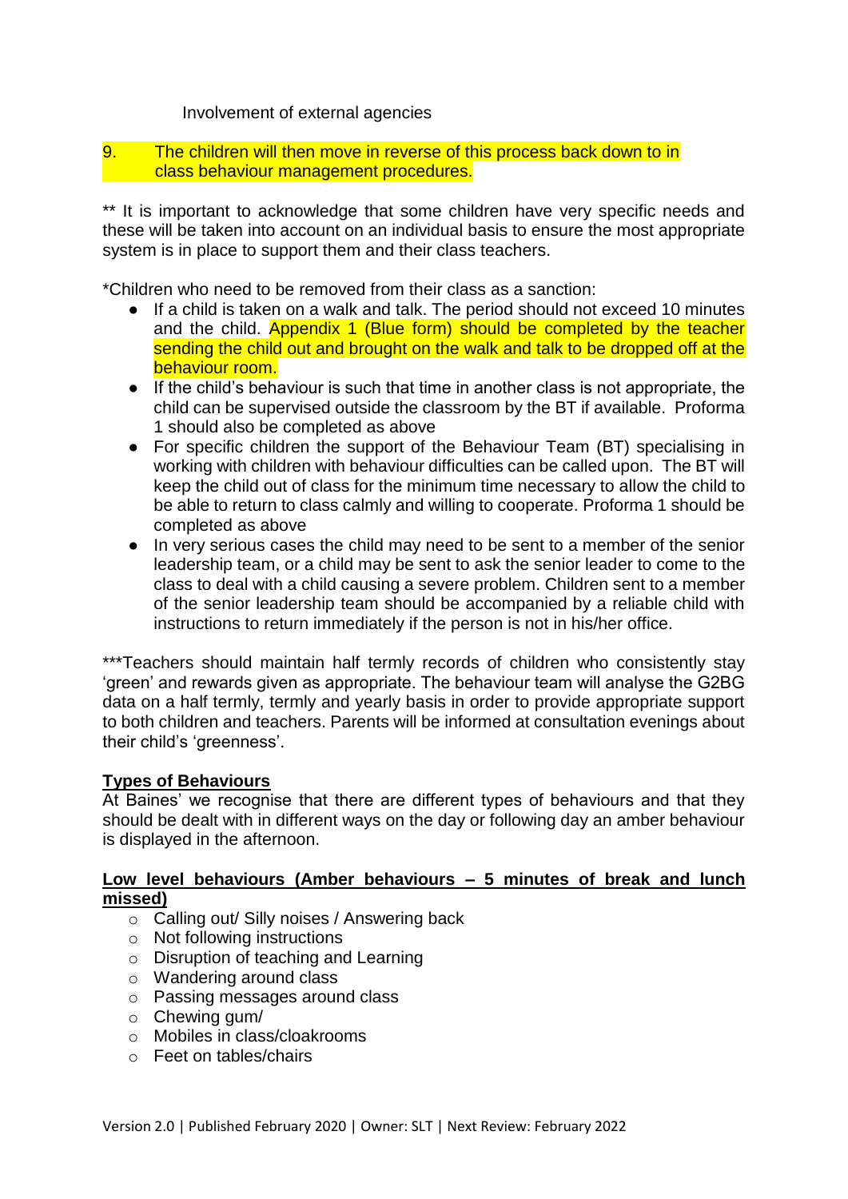Involvement of external agencies

9. The children will then move in reverse of this process back down to in class behaviour management procedures.

** It is important to acknowledge that some children have very specific needs and these will be taken into account on an individual basis to ensure the most appropriate system is in place to support them and their class teachers.

*Children who need to be removed from their class as a sanction:

- If a child is taken on a walk and talk. The period should not exceed 10 minutes and the child. Appendix 1 (Blue form) should be completed by the teacher sending the child out and brought on the walk and talk to be dropped off at the behaviour room.
- If the child's behaviour is such that time in another class is not appropriate, the child can be supervised outside the classroom by the BT if available. Proforma 1 should also be completed as above
- For specific children the support of the Behaviour Team (BT) specialising in working with children with behaviour difficulties can be called upon. The BT will keep the child out of class for the minimum time necessary to allow the child to be able to return to class calmly and willing to cooperate. Proforma 1 should be completed as above
- In very serious cases the child may need to be sent to a member of the senior leadership team, or a child may be sent to ask the senior leader to come to the class to deal with a child causing a severe problem. Children sent to a member of the senior leadership team should be accompanied by a reliable child with instructions to return immediately if the person is not in his/her office.

***Teachers should maintain half termly records of children who consistently stay 'green' and rewards given as appropriate. The behaviour team will analyse the G2BG data on a half termly, termly and yearly basis in order to provide appropriate support to both children and teachers. Parents will be informed at consultation evenings about their child's 'greenness'.

## Types of Behaviours

At Baines' we recognise that there are different types of behaviours and that they should be dealt with in different ways on the day or following day an amber behaviour is displayed in the afternoon.

### Low level behaviours (Amber behaviours – 5 minutes of break and lunch missed)

- Calling out/ Silly noises / Answering back
- Not following instructions
- Disruption of teaching and Learning
- Wandering around class
- Passing messages around class
- Chewing gum/
- Mobiles in class/cloakrooms
- Feet on tables/chairs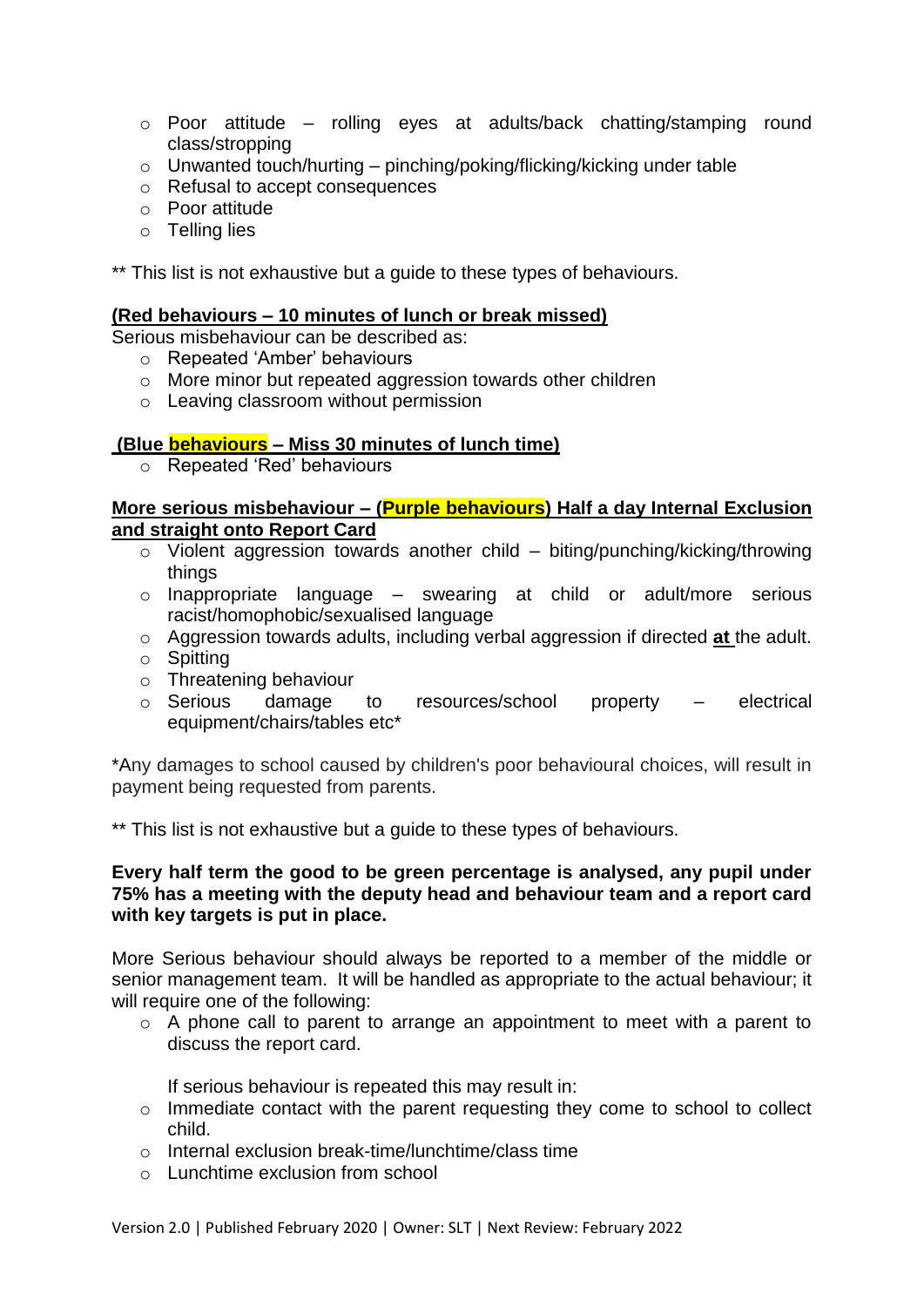- Poor attitude – rolling eyes at adults/back chatting/stamping round class/stropping
- Unwanted touch/hurting – pinching/poking/flicking/kicking under table
- Refusal to accept consequences
- Poor attitude
- Telling lies

** This list is not exhaustive but a guide to these types of behaviours.

**(Red behaviours – 10 minutes of lunch or break missed)**

Serious misbehaviour can be described as:

- Repeated 'Amber' behaviours
- More minor but repeated aggression towards other children
- Leaving classroom without permission

**(Blue behaviours – Miss 30 minutes of lunch time)**

- Repeated 'Red' behaviours

**More serious misbehaviour – (Purple behaviours) Half a day Internal Exclusion and straight onto Report Card**

- Violent aggression towards another child – biting/punching/kicking/throwing things
- Inappropriate language – swearing at child or adult/more serious racist/homophobic/sexualised language
- Aggression towards adults, including verbal aggression if directed **at** the adult.
- Spitting
- Threatening behaviour
- Serious damage to resources/school property – electrical equipment/chairs/tables etc*

*Any damages to school caused by children's poor behavioural choices, will result in payment being requested from parents.

** This list is not exhaustive but a guide to these types of behaviours.

**Every half term the good to be green percentage is analysed, any pupil under 75% has a meeting with the deputy head and behaviour team and a report card with key targets is put in place.**

More Serious behaviour should always be reported to a member of the middle or senior management team. It will be handled as appropriate to the actual behaviour; it will require one of the following:

- A phone call to parent to arrange an appointment to meet with a parent to discuss the report card.

  If serious behaviour is repeated this may result in:

- Immediate contact with the parent requesting they come to school to collect child.
- Internal exclusion break-time/lunchtime/class time
- Lunchtime exclusion from school

Version 2.0 | Published February 2020 | Owner: SLT | Next Review: February 2022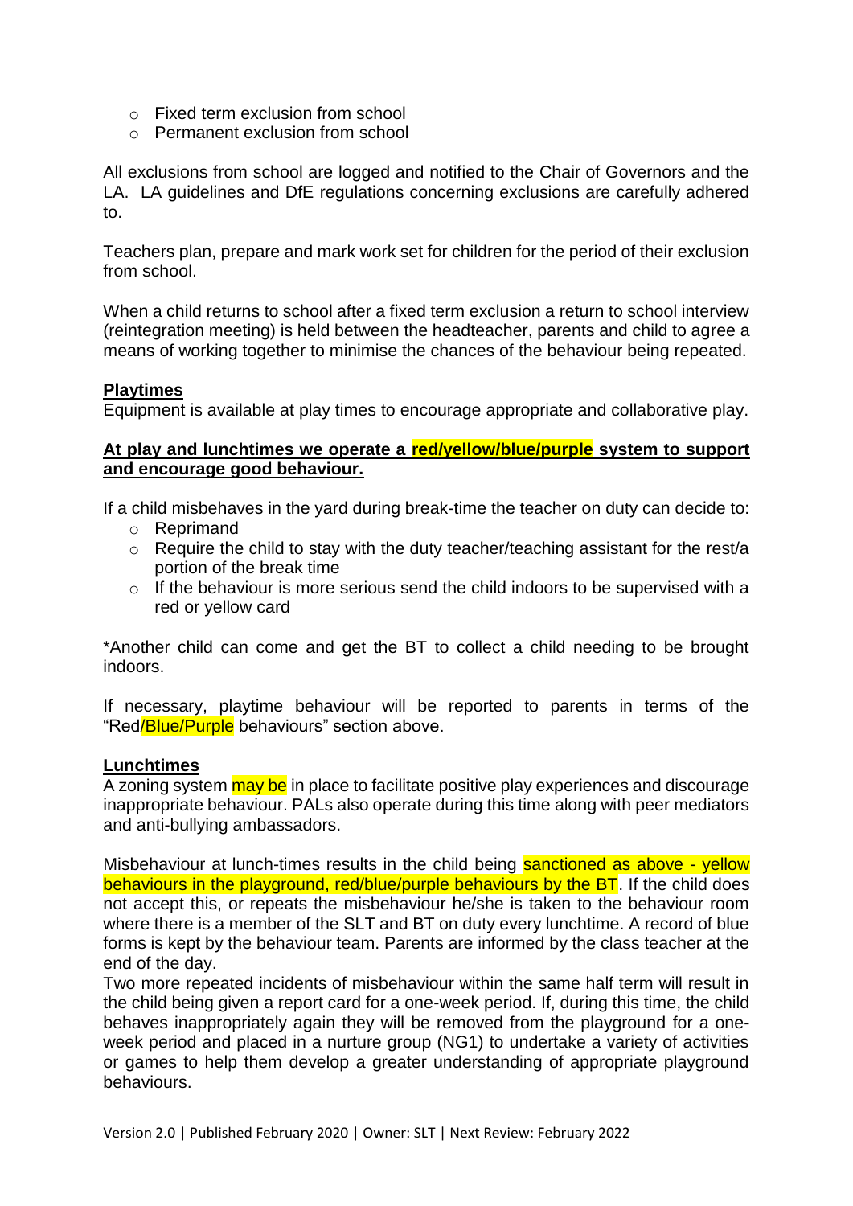- Fixed term exclusion from school
- Permanent exclusion from school

All exclusions from school are logged and notified to the Chair of Governors and the LA. LA guidelines and DfE regulations concerning exclusions are carefully adhered to.

Teachers plan, prepare and mark work set for children for the period of their exclusion from school.

When a child returns to school after a fixed term exclusion a return to school interview (reintegration meeting) is held between the headteacher, parents and child to agree a means of working together to minimise the chances of the behaviour being repeated.

**Playtimes**

Equipment is available at play times to encourage appropriate and collaborative play.

**At play and lunchtimes we operate a red/yellow/blue/purple system to support and encourage good behaviour.**

If a child misbehaves in the yard during break-time the teacher on duty can decide to:

- Reprimand
- Require the child to stay with the duty teacher/teaching assistant for the rest/a portion of the break time
- If the behaviour is more serious send the child indoors to be supervised with a red or yellow card

*Another child can come and get the BT to collect a child needing to be brought indoors.

If necessary, playtime behaviour will be reported to parents in terms of the "Red/Blue/Purple behaviours" section above.

**Lunchtimes**

A zoning system may be in place to facilitate positive play experiences and discourage inappropriate behaviour. PALs also operate during this time along with peer mediators and anti-bullying ambassadors.

Misbehaviour at lunch-times results in the child being sanctioned as above - yellow behaviours in the playground, red/blue/purple behaviours by the BT. If the child does not accept this, or repeats the misbehaviour he/she is taken to the behaviour room where there is a member of the SLT and BT on duty every lunchtime. A record of blue forms is kept by the behaviour team. Parents are informed by the class teacher at the end of the day.

Two more repeated incidents of misbehaviour within the same half term will result in the child being given a report card for a one-week period. If, during this time, the child behaves inappropriately again they will be removed from the playground for a one-week period and placed in a nurture group (NG1) to undertake a variety of activities or games to help them develop a greater understanding of appropriate playground behaviours.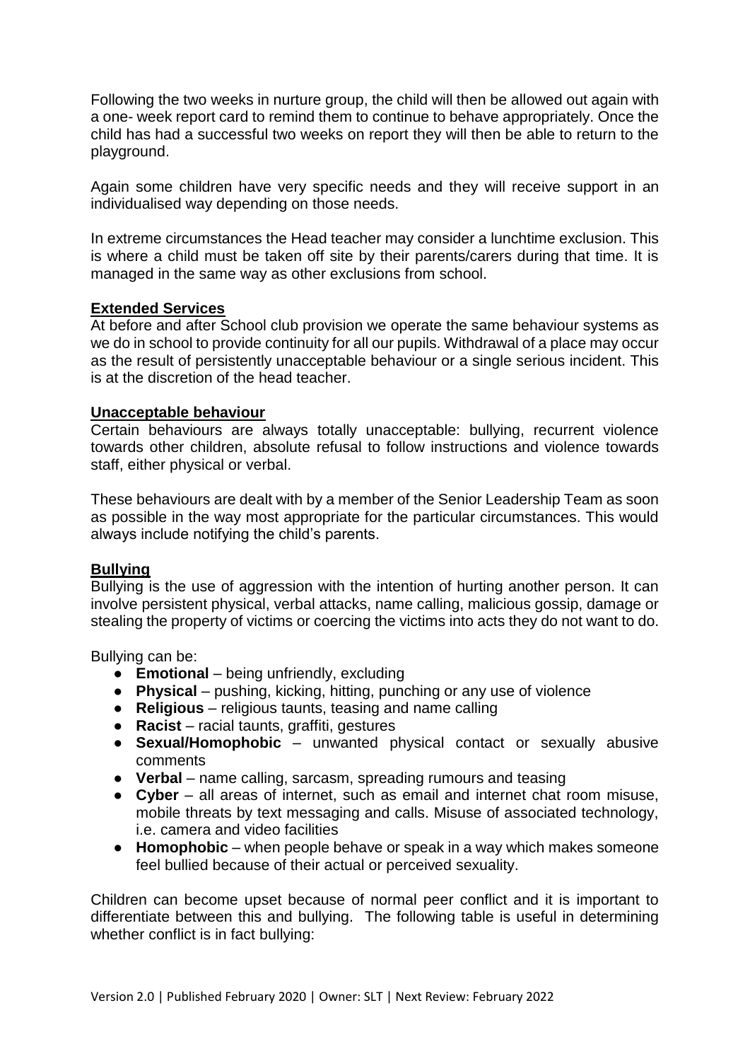Following the two weeks in nurture group, the child will then be allowed out again with a one- week report card to remind them to continue to behave appropriately. Once the child has had a successful two weeks on report they will then be able to return to the playground.

Again some children have very specific needs and they will receive support in an individualised way depending on those needs.

In extreme circumstances the Head teacher may consider a lunchtime exclusion. This is where a child must be taken off site by their parents/carers during that time. It is managed in the same way as other exclusions from school.

## Extended Services

At before and after School club provision we operate the same behaviour systems as we do in school to provide continuity for all our pupils. Withdrawal of a place may occur as the result of persistently unacceptable behaviour or a single serious incident. This is at the discretion of the head teacher.

## Unacceptable behaviour

Certain behaviours are always totally unacceptable: bullying, recurrent violence towards other children, absolute refusal to follow instructions and violence towards staff, either physical or verbal.

These behaviours are dealt with by a member of the Senior Leadership Team as soon as possible in the way most appropriate for the particular circumstances. This would always include notifying the child's parents.

## Bullying

Bullying is the use of aggression with the intention of hurting another person. It can involve persistent physical, verbal attacks, name calling, malicious gossip, damage or stealing the property of victims or coercing the victims into acts they do not want to do.

Bullying can be:

- **Emotional** – being unfriendly, excluding
- **Physical** – pushing, kicking, hitting, punching or any use of violence
- **Religious** – religious taunts, teasing and name calling
- **Racist** – racial taunts, graffiti, gestures
- **Sexual/Homophobic** – unwanted physical contact or sexually abusive comments
- **Verbal** – name calling, sarcasm, spreading rumours and teasing
- **Cyber** – all areas of internet, such as email and internet chat room misuse, mobile threats by text messaging and calls. Misuse of associated technology, i.e. camera and video facilities
- **Homophobic** – when people behave or speak in a way which makes someone feel bullied because of their actual or perceived sexuality.

Children can become upset because of normal peer conflict and it is important to differentiate between this and bullying. The following table is useful in determining whether conflict is in fact bullying: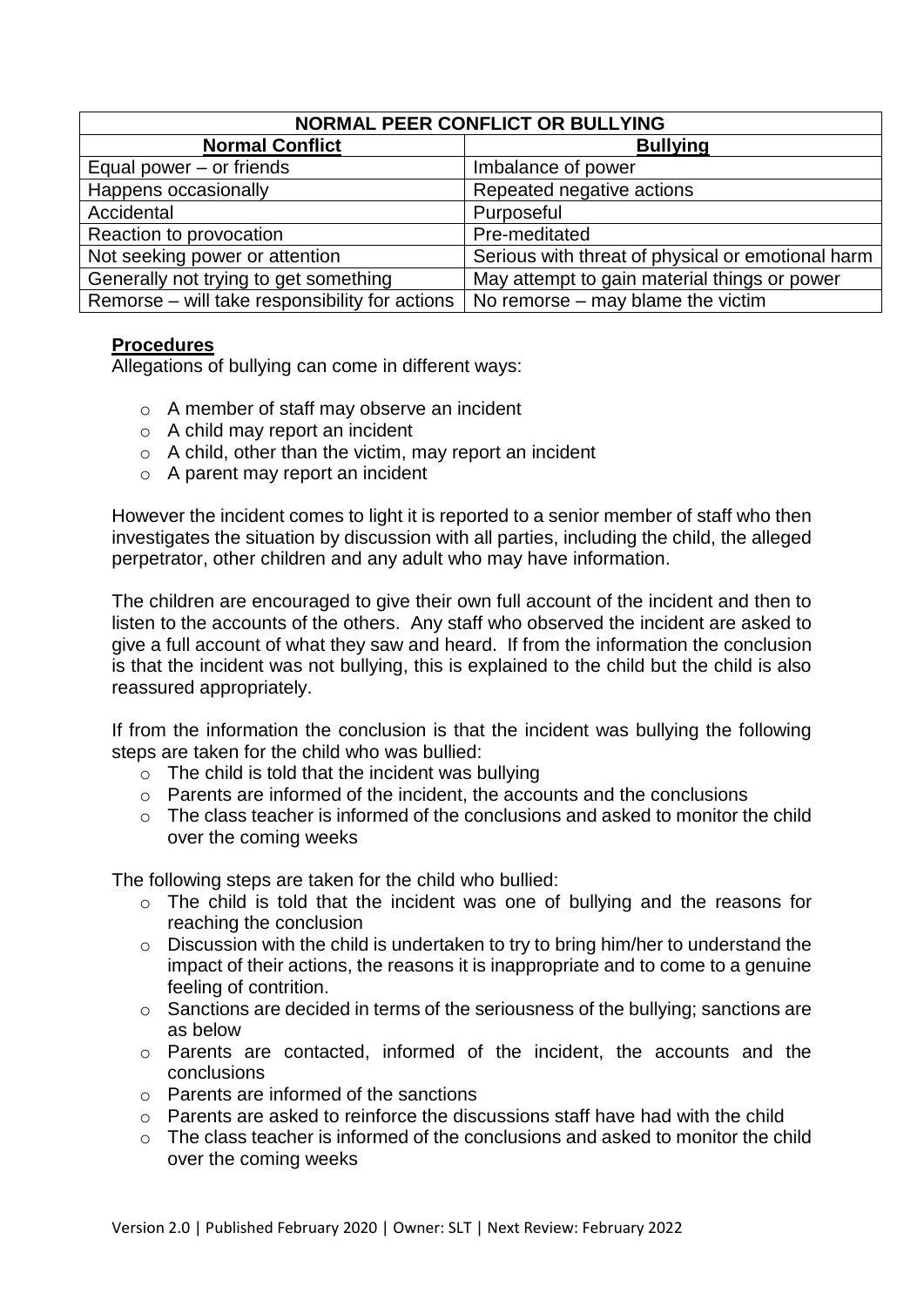| NORMAL PEER CONFLICT OR BULLYING | |
|---|---|
| **Normal Conflict** | **Bullying** |
| Equal power – or friends | Imbalance of power |
| Happens occasionally | Repeated negative actions |
| Accidental | Purposeful |
| Reaction to provocation | Pre-meditated |
| Not seeking power or attention | Serious with threat of physical or emotional harm |
| Generally not trying to get something | May attempt to gain material things or power |
| Remorse – will take responsibility for actions | No remorse – may blame the victim |

**Procedures**

Allegations of bullying can come in different ways:

- A member of staff may observe an incident
- A child may report an incident
- A child, other than the victim, may report an incident
- A parent may report an incident

However the incident comes to light it is reported to a senior member of staff who then investigates the situation by discussion with all parties, including the child, the alleged perpetrator, other children and any adult who may have information.

The children are encouraged to give their own full account of the incident and then to listen to the accounts of the others. Any staff who observed the incident are asked to give a full account of what they saw and heard. If from the information the conclusion is that the incident was not bullying, this is explained to the child but the child is also reassured appropriately.

If from the information the conclusion is that the incident was bullying the following steps are taken for the child who was bullied:

- The child is told that the incident was bullying
- Parents are informed of the incident, the accounts and the conclusions
- The class teacher is informed of the conclusions and asked to monitor the child over the coming weeks

The following steps are taken for the child who bullied:

- The child is told that the incident was one of bullying and the reasons for reaching the conclusion
- Discussion with the child is undertaken to try to bring him/her to understand the impact of their actions, the reasons it is inappropriate and to come to a genuine feeling of contrition.
- Sanctions are decided in terms of the seriousness of the bullying; sanctions are as below
- Parents are contacted, informed of the incident, the accounts and the conclusions
- Parents are informed of the sanctions
- Parents are asked to reinforce the discussions staff have had with the child
- The class teacher is informed of the conclusions and asked to monitor the child over the coming weeks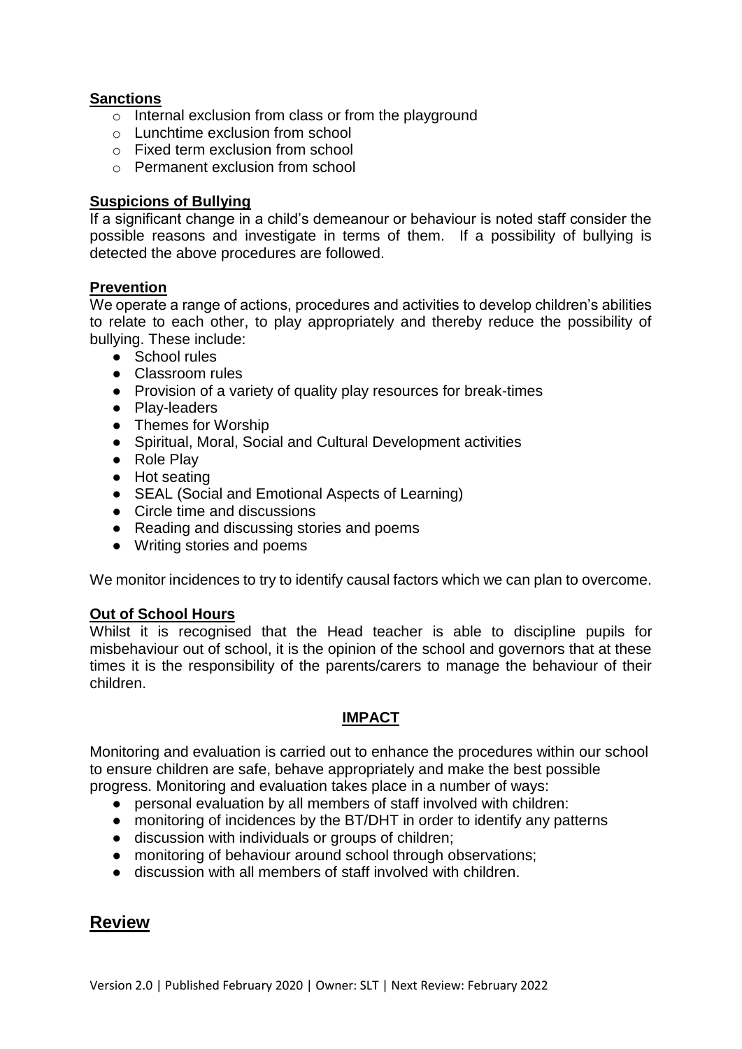**Sanctions**

- Internal exclusion from class or from the playground
- Lunchtime exclusion from school
- Fixed term exclusion from school
- Permanent exclusion from school

**Suspicions of Bullying**

If a significant change in a child's demeanour or behaviour is noted staff consider the possible reasons and investigate in terms of them. If a possibility of bullying is detected the above procedures are followed.

**Prevention**

We operate a range of actions, procedures and activities to develop children's abilities to relate to each other, to play appropriately and thereby reduce the possibility of bullying. These include:

- School rules
- Classroom rules
- Provision of a variety of quality play resources for break-times
- Play-leaders
- Themes for Worship
- Spiritual, Moral, Social and Cultural Development activities
- Role Play
- Hot seating
- SEAL (Social and Emotional Aspects of Learning)
- Circle time and discussions
- Reading and discussing stories and poems
- Writing stories and poems

We monitor incidences to try to identify causal factors which we can plan to overcome.

**Out of School Hours**

Whilst it is recognised that the Head teacher is able to discipline pupils for misbehaviour out of school, it is the opinion of the school and governors that at these times it is the responsibility of the parents/carers to manage the behaviour of their children.

## IMPACT

Monitoring and evaluation is carried out to enhance the procedures within our school to ensure children are safe, behave appropriately and make the best possible progress. Monitoring and evaluation takes place in a number of ways:

- personal evaluation by all members of staff involved with children:
- monitoring of incidences by the BT/DHT in order to identify any patterns
- discussion with individuals or groups of children;
- monitoring of behaviour around school through observations;
- discussion with all members of staff involved with children.

## Review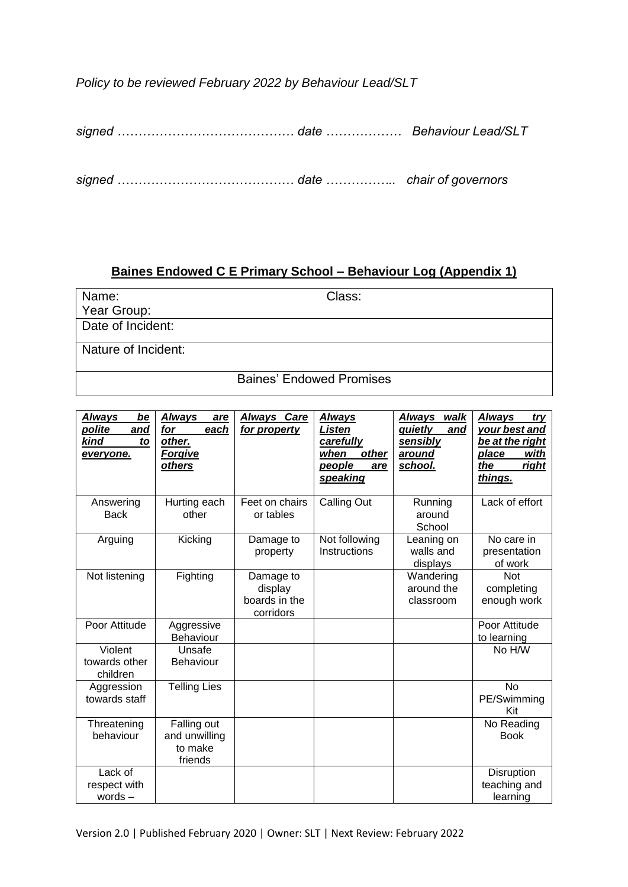*Policy to be reviewed February 2022 by Behaviour Lead/SLT*

*signed ……………………………………. date ……………… Behaviour Lead/SLT*

*signed ……………………………………. date …………….. chair of governors*

## Baines Endowed C E Primary School – Behaviour Log (Appendix 1)

| | |
|---|---|
| Name: <br> Year Group: | Class: |
| Date of Incident: | |
| Nature of Incident: | |
| Baines' Endowed Promises | |

| ***Always be polite and kind to everyone.*** | ***Always are for each other. Forgive others*** | ***Always Care for property*** | ***Always Listen carefully when other people are speaking*** | ***Always walk quietly and sensibly around school.*** | ***Always try your best and be at the right place with the right things.*** |
|---|---|---|---|---|---|
| Answering Back | Hurting each other | Feet on chairs or tables | Calling Out | Running around School | Lack of effort |
| Arguing | Kicking | Damage to property | Not following Instructions | Leaning on walls and displays | No care in presentation of work |
| Not listening | Fighting | Damage to display boards in the corridors | | Wandering around the classroom | Not completing enough work |
| Poor Attitude | Aggressive Behaviour | | | | Poor Attitude to learning |
| Violent towards other children | Unsafe Behaviour | | | | No H/W |
| Aggression towards staff | Telling Lies | | | | No PE/Swimming Kit |
| Threatening behaviour | Falling out and unwilling to make friends | | | | No Reading Book |
| Lack of respect with words – | | | | | Disruption teaching and learning |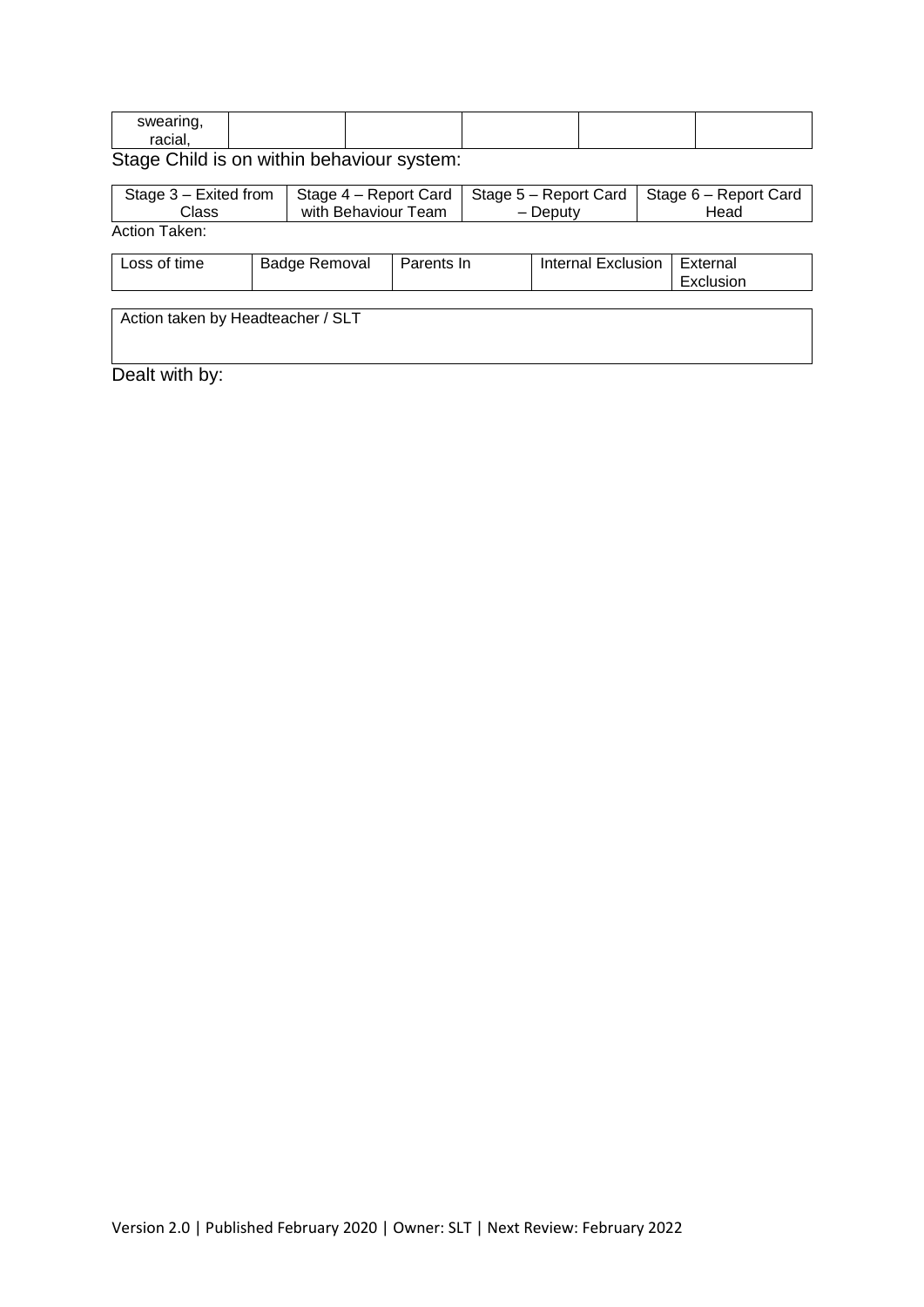| | | | | | |
|---|---|---|---|---|---|
| swearing, racial, | | | | | |

Stage Child is on within behaviour system:

| | | | |
|---|---|---|---|
| Stage 3 – Exited from Class | Stage 4 – Report Card with Behaviour Team | Stage 5 – Report Card – Deputy | Stage 6 – Report Card Head |

Action Taken:

| | | | | |
|---|---|---|---|---|
| Loss of time | Badge Removal | Parents In | Internal Exclusion | External Exclusion |

| |
|---|
| Action taken by Headteacher / SLT |

Dealt with by:

Version 2.0 | Published February 2020 | Owner: SLT | Next Review: February 2022